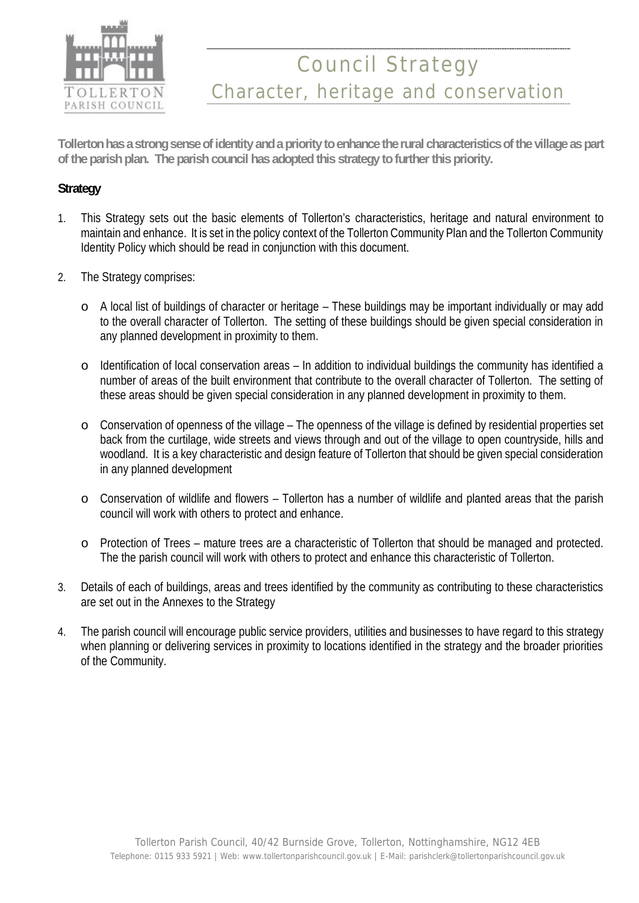# Council Strategy

## Character, heritage and conservation

**Tollerton has a strong sense of identity and a priority to enhance the rural characteristics of the village as part of the parish plan. The parish council has adopted this strategy to further this priority.**

### Strategy

1. This Strategy sets out the basic elements of Tollerton's characteristics, heritage and natural environment to maintain and enhance. It is set in the policy context of the Tollerton Community Plan and the Tollerton Community Identity Policy which should be read in conjunction with this document.

2. The Strategy comprises:

   - A local list of buildings of character or heritage – These buildings may be important individually or may add to the overall character of Tollerton. The setting of these buildings should be given special consideration in any planned development in proximity to them.

   - Identification of local conservation areas – In addition to individual buildings the community has identified a number of areas of the built environment that contribute to the overall character of Tollerton. The setting of these areas should be given special consideration in any planned development in proximity to them.

   - Conservation of openness of the village – The openness of the village is defined by residential properties set back from the curtilage, wide streets and views through and out of the village to open countryside, hills and woodland. It is a key characteristic and design feature of Tollerton that should be given special consideration in any planned development

   - Conservation of wildlife and flowers – Tollerton has a number of wildlife and planted areas that the parish council will work with others to protect and enhance.

   - Protection of Trees – mature trees are a characteristic of Tollerton that should be managed and protected. The the parish council will work with others to protect and enhance this characteristic of Tollerton.

3. Details of each of buildings, areas and trees identified by the community as contributing to these characteristics are set out in the Annexes to the Strategy

4. The parish council will encourage public service providers, utilities and businesses to have regard to this strategy when planning or delivering services in proximity to locations identified in the strategy and the broader priorities of the Community.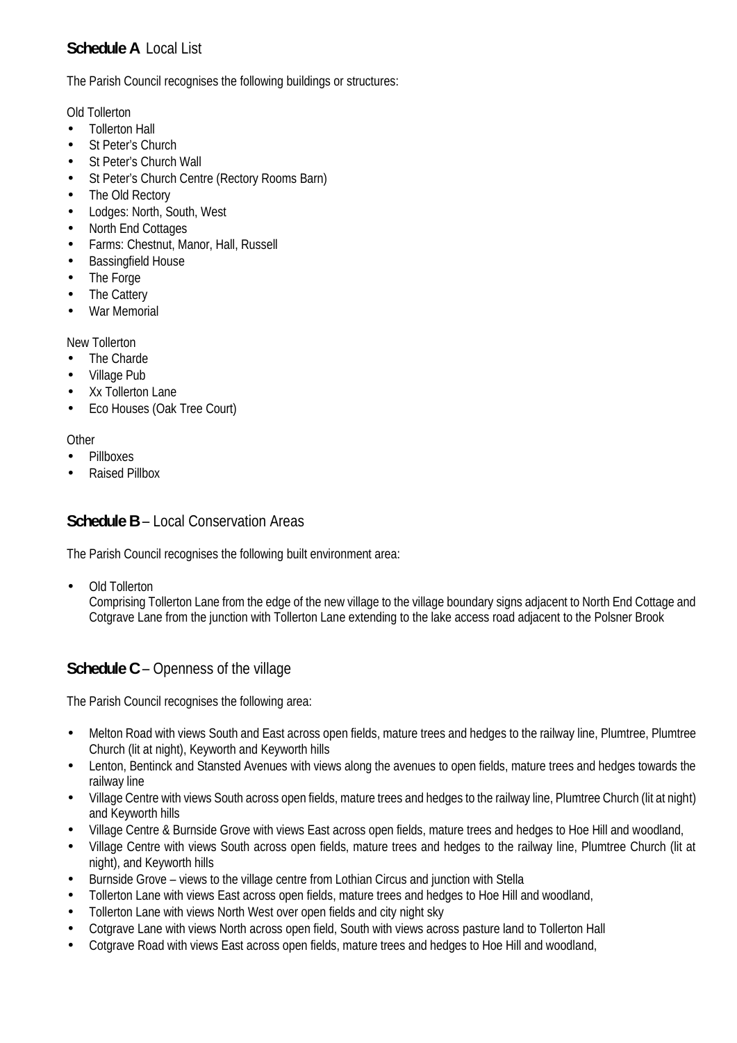## **Schedule A** Local List

The Parish Council recognises the following buildings or structures:

Old Tollerton

- Tollerton Hall
- St Peter's Church
- St Peter's Church Wall
- St Peter's Church Centre (Rectory Rooms Barn)
- The Old Rectory
- Lodges: North, South, West
- North End Cottages
- Farms: Chestnut, Manor, Hall, Russell
- Bassingfield House
- The Forge
- The Cattery
- War Memorial

New Tollerton

- The Charde
- Village Pub
- Xx Tollerton Lane
- Eco Houses (Oak Tree Court)

Other

- Pillboxes
- Raised Pillbox

## **Schedule B** – Local Conservation Areas

The Parish Council recognises the following built environment area:

- Old Tollerton
  Comprising Tollerton Lane from the edge of the new village to the village boundary signs adjacent to North End Cottage and Cotgrave Lane from the junction with Tollerton Lane extending to the lake access road adjacent to the Polsner Brook

## **Schedule C** – Openness of the village

The Parish Council recognises the following area:

- Melton Road with views South and East across open fields, mature trees and hedges to the railway line, Plumtree, Plumtree Church (lit at night), Keyworth and Keyworth hills
- Lenton, Bentinck and Stansted Avenues with views along the avenues to open fields, mature trees and hedges towards the railway line
- Village Centre with views South across open fields, mature trees and hedges to the railway line, Plumtree Church (lit at night) and Keyworth hills
- Village Centre & Burnside Grove with views East across open fields, mature trees and hedges to Hoe Hill and woodland,
- Village Centre with views South across open fields, mature trees and hedges to the railway line, Plumtree Church (lit at night), and Keyworth hills
- Burnside Grove – views to the village centre from Lothian Circus and junction with Stella
- Tollerton Lane with views East across open fields, mature trees and hedges to Hoe Hill and woodland,
- Tollerton Lane with views North West over open fields and city night sky
- Cotgrave Lane with views North across open field, South with views across pasture land to Tollerton Hall
- Cotgrave Road with views East across open fields, mature trees and hedges to Hoe Hill and woodland,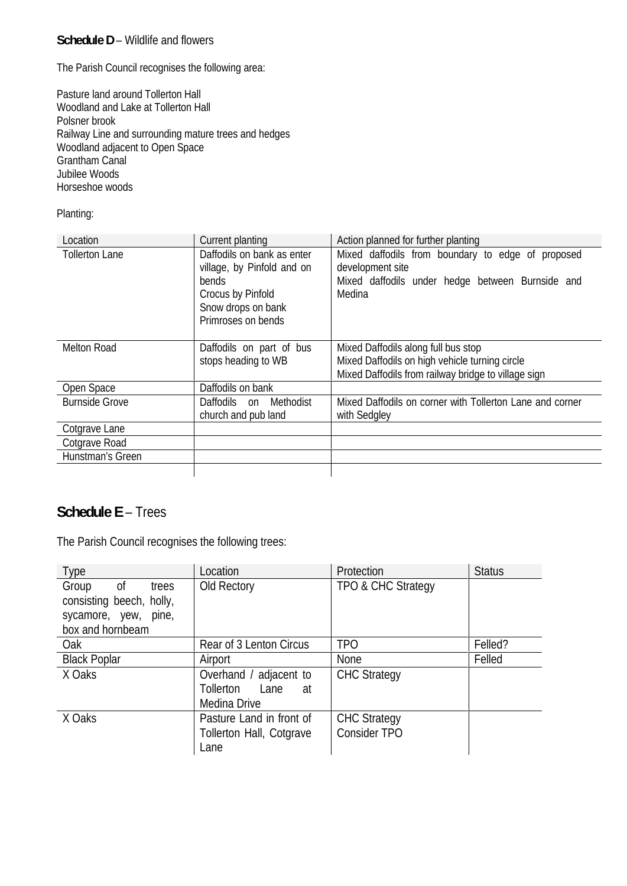**Schedule D** – Wildlife and flowers

The Parish Council recognises the following area:

Pasture land around Tollerton Hall
Woodland and Lake at Tollerton Hall
Polsner brook
Railway Line and surrounding mature trees and hedges
Woodland adjacent to Open Space
Grantham Canal
Jubilee Woods
Horseshoe woods

Planting:

| Location | Current planting | Action planned for further planting |
|---|---|---|
| Tollerton Lane | Daffodils on bank as enter village, by Pinfold and on bends<br>Crocus by Pinfold<br>Snow drops on bank<br>Primroses on bends | Mixed daffodils from boundary to edge of proposed development site<br>Mixed daffodils under hedge between Burnside and Medina |
| Melton Road | Daffodils on part of bus stops heading to WB | Mixed Daffodils along full bus stop<br>Mixed Daffodils on high vehicle turning circle<br>Mixed Daffodils from railway bridge to village sign |
| Open Space | Daffodils on bank | |
| Burnside Grove | Daffodils on Methodist church and pub land | Mixed Daffodils on corner with Tollerton Lane and corner with Sedgley |
| Cotgrave Lane | | |
| Cotgrave Road | | |
| Hunstman's Green | | |
| | | |

## **Schedule E** – Trees

The Parish Council recognises the following trees:

| Type | Location | Protection | Status |
|---|---|---|---|
| Group of trees consisting beech, holly, sycamore, yew, pine, box and hornbeam | Old Rectory | TPO & CHC Strategy | |
| Oak | Rear of 3 Lenton Circus | TPO | Felled? |
| Black Poplar | Airport | None | Felled |
| X Oaks | Overhand / adjacent to Tollerton Lane at Medina Drive | CHC Strategy | |
| X Oaks | Pasture Land in front of Tollerton Hall, Cotgrave Lane | CHC Strategy<br>Consider TPO | |